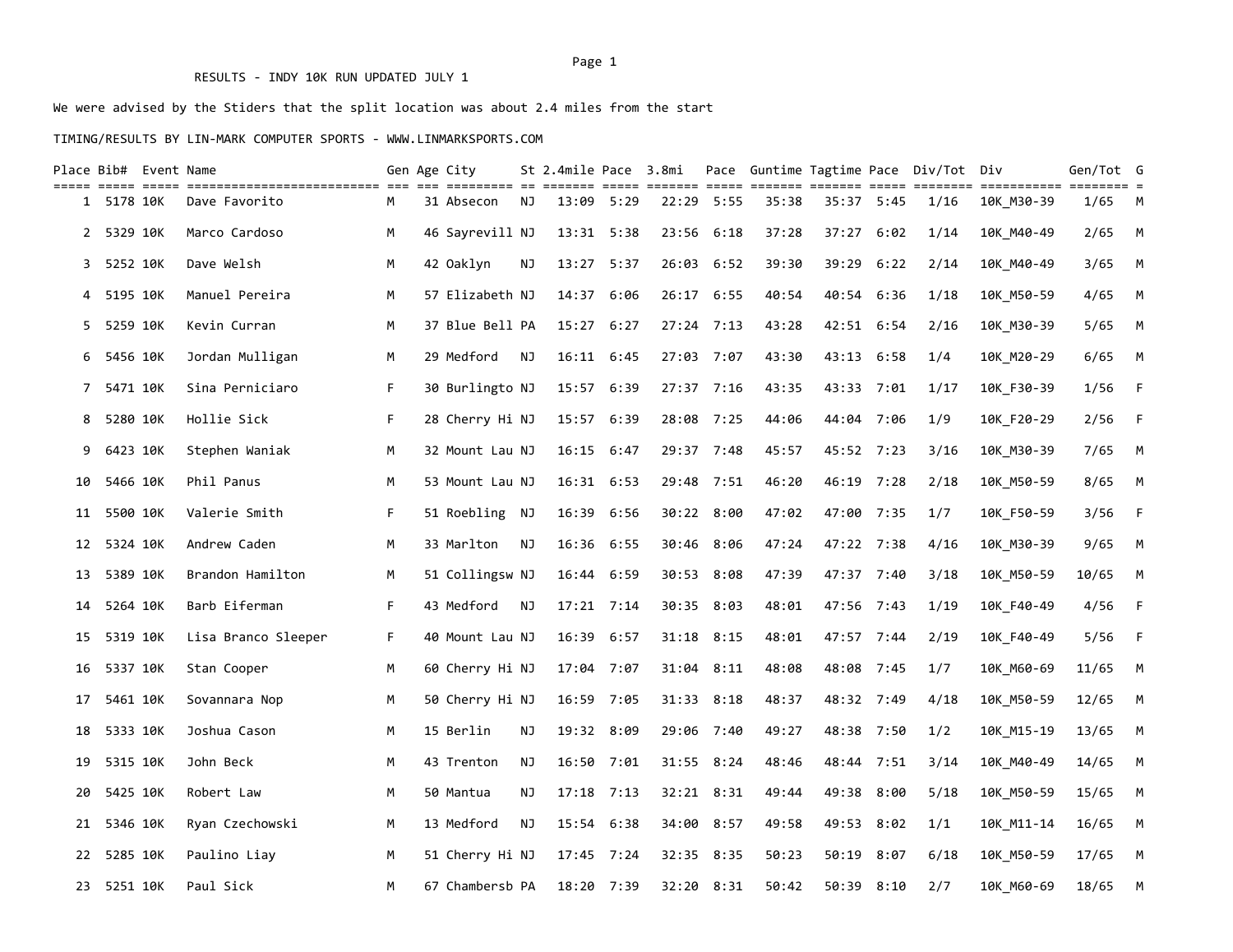RESULTS - INDY 10K RUN UPDATED JULY 1

We were advised by the Stiders that the split location was about 2.4 miles from the start

TIMING/RESULTS BY LIN-MARK COMPUTER SPORTS - WWW.LINMARKSPORTS.COM

| Place | Bib# | Event | Name | Gen | Age | City | St | 2.4mile | Pace | 3.8mi | Pace | Guntime | Tagtime | Pace | Div/Tot | Div | Gen/Tot | G |
|---|---|---|---|---|---|---|---|---|---|---|---|---|---|---|---|---|---|---|
| 1 | 5178 | 10K | Dave Favorito | M | 31 | Absecon | NJ | 13:09 | 5:29 | 22:29 | 5:55 | 35:38 | 35:37 | 5:45 | 1/16 | 10K_M30-39 | 1/65 | M |
| 2 | 5329 | 10K | Marco Cardoso | M | 46 | Sayrevill | NJ | 13:31 | 5:38 | 23:56 | 6:18 | 37:28 | 37:27 | 6:02 | 1/14 | 10K_M40-49 | 2/65 | M |
| 3 | 5252 | 10K | Dave Welsh | M | 42 | Oaklyn | NJ | 13:27 | 5:37 | 26:03 | 6:52 | 39:30 | 39:29 | 6:22 | 2/14 | 10K_M40-49 | 3/65 | M |
| 4 | 5195 | 10K | Manuel Pereira | M | 57 | Elizabeth | NJ | 14:37 | 6:06 | 26:17 | 6:55 | 40:54 | 40:54 | 6:36 | 1/18 | 10K_M50-59 | 4/65 | M |
| 5 | 5259 | 10K | Kevin Curran | M | 37 | Blue Bell | PA | 15:27 | 6:27 | 27:24 | 7:13 | 43:28 | 42:51 | 6:54 | 2/16 | 10K_M30-39 | 5/65 | M |
| 6 | 5456 | 10K | Jordan Mulligan | M | 29 | Medford | NJ | 16:11 | 6:45 | 27:03 | 7:07 | 43:30 | 43:13 | 6:58 | 1/4 | 10K_M20-29 | 6/65 | M |
| 7 | 5471 | 10K | Sina Perniciaro | F | 30 | Burlingto | NJ | 15:57 | 6:39 | 27:37 | 7:16 | 43:35 | 43:33 | 7:01 | 1/17 | 10K_F30-39 | 1/56 | F |
| 8 | 5280 | 10K | Hollie Sick | F | 28 | Cherry Hi | NJ | 15:57 | 6:39 | 28:08 | 7:25 | 44:06 | 44:04 | 7:06 | 1/9 | 10K_F20-29 | 2/56 | F |
| 9 | 6423 | 10K | Stephen Waniak | M | 32 | Mount Lau | NJ | 16:15 | 6:47 | 29:37 | 7:48 | 45:57 | 45:52 | 7:23 | 3/16 | 10K_M30-39 | 7/65 | M |
| 10 | 5466 | 10K | Phil Panus | M | 53 | Mount Lau | NJ | 16:31 | 6:53 | 29:48 | 7:51 | 46:20 | 46:19 | 7:28 | 2/18 | 10K_M50-59 | 8/65 | M |
| 11 | 5500 | 10K | Valerie Smith | F | 51 | Roebling | NJ | 16:39 | 6:56 | 30:22 | 8:00 | 47:02 | 47:00 | 7:35 | 1/7 | 10K_F50-59 | 3/56 | F |
| 12 | 5324 | 10K | Andrew Caden | M | 33 | Marlton | NJ | 16:36 | 6:55 | 30:46 | 8:06 | 47:24 | 47:22 | 7:38 | 4/16 | 10K_M30-39 | 9/65 | M |
| 13 | 5389 | 10K | Brandon Hamilton | M | 51 | Collingsw | NJ | 16:44 | 6:59 | 30:53 | 8:08 | 47:39 | 47:37 | 7:40 | 3/18 | 10K_M50-59 | 10/65 | M |
| 14 | 5264 | 10K | Barb Eiferman | F | 43 | Medford | NJ | 17:21 | 7:14 | 30:35 | 8:03 | 48:01 | 47:56 | 7:43 | 1/19 | 10K_F40-49 | 4/56 | F |
| 15 | 5319 | 10K | Lisa Branco Sleeper | F | 40 | Mount Lau | NJ | 16:39 | 6:57 | 31:18 | 8:15 | 48:01 | 47:57 | 7:44 | 2/19 | 10K_F40-49 | 5/56 | F |
| 16 | 5337 | 10K | Stan Cooper | M | 60 | Cherry Hi | NJ | 17:04 | 7:07 | 31:04 | 8:11 | 48:08 | 48:08 | 7:45 | 1/7 | 10K_M60-69 | 11/65 | M |
| 17 | 5461 | 10K | Sovannara Nop | M | 50 | Cherry Hi | NJ | 16:59 | 7:05 | 31:33 | 8:18 | 48:37 | 48:32 | 7:49 | 4/18 | 10K_M50-59 | 12/65 | M |
| 18 | 5333 | 10K | Joshua Cason | M | 15 | Berlin | NJ | 19:32 | 8:09 | 29:06 | 7:40 | 49:27 | 48:38 | 7:50 | 1/2 | 10K_M15-19 | 13/65 | M |
| 19 | 5315 | 10K | John Beck | M | 43 | Trenton | NJ | 16:50 | 7:01 | 31:55 | 8:24 | 48:46 | 48:44 | 7:51 | 3/14 | 10K_M40-49 | 14/65 | M |
| 20 | 5425 | 10K | Robert Law | M | 50 | Mantua | NJ | 17:18 | 7:13 | 32:21 | 8:31 | 49:44 | 49:38 | 8:00 | 5/18 | 10K_M50-59 | 15/65 | M |
| 21 | 5346 | 10K | Ryan Czechowski | M | 13 | Medford | NJ | 15:54 | 6:38 | 34:00 | 8:57 | 49:58 | 49:53 | 8:02 | 1/1 | 10K_M11-14 | 16/65 | M |
| 22 | 5285 | 10K | Paulino Liay | M | 51 | Cherry Hi | NJ | 17:45 | 7:24 | 32:35 | 8:35 | 50:23 | 50:19 | 8:07 | 6/18 | 10K_M50-59 | 17/65 | M |
| 23 | 5251 | 10K | Paul Sick | M | 67 | Chambersb | PA | 18:20 | 7:39 | 32:20 | 8:31 | 50:42 | 50:39 | 8:10 | 2/7 | 10K_M60-69 | 18/65 | M |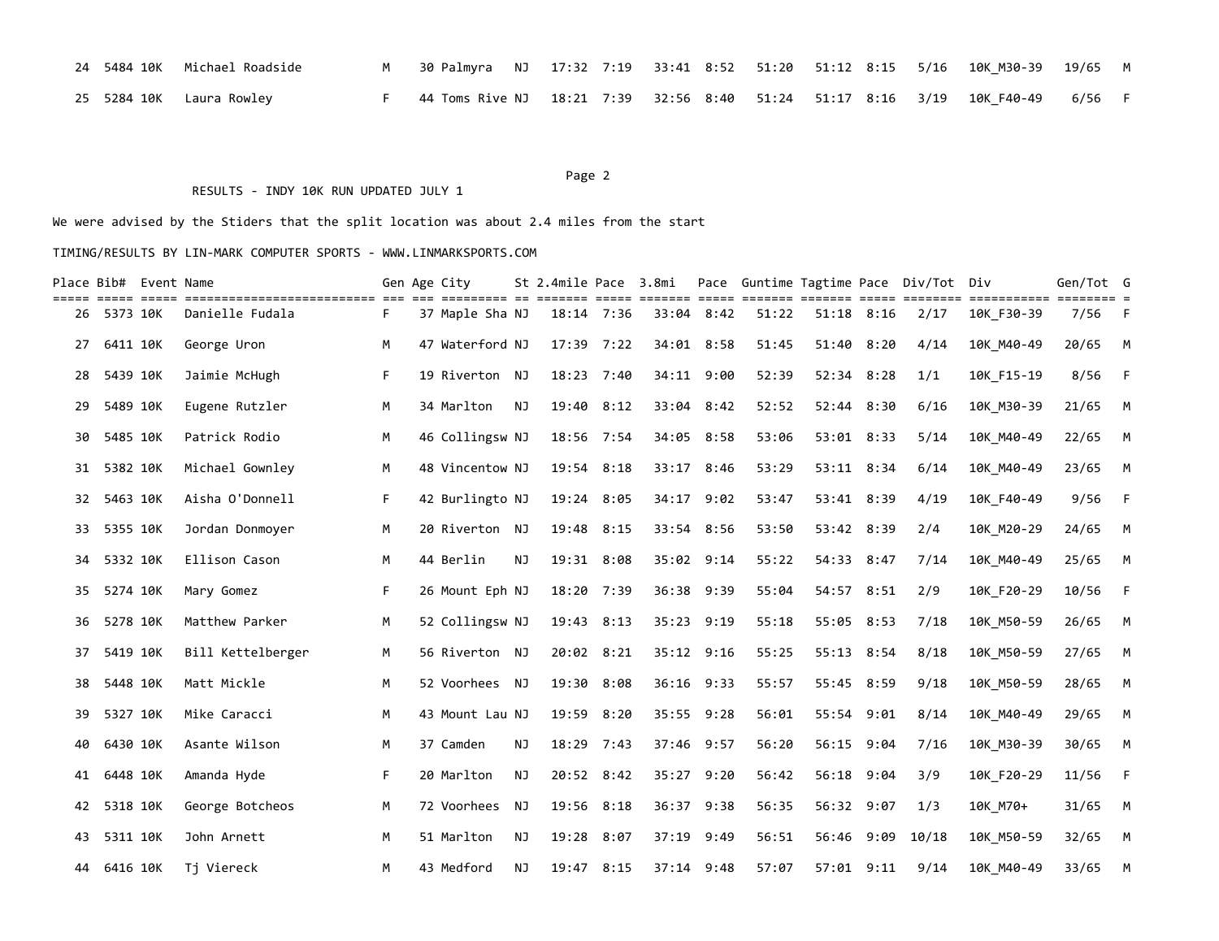| Place | Bib# | Event | Name | Gen | Age | City | St | 2.4mile | Pace | 3.8mi | Pace | Guntime | Tagtime | Pace | Div/Tot | Div | Gen/Tot | G |
|---|---|---|---|---|---|---|---|---|---|---|---|---|---|---|---|---|---|---|
| 24 | 5484 | 10K | Michael Roadside | M | 30 | Palmyra | NJ | 17:32 | 7:19 | 33:41 | 8:52 | 51:20 | 51:12 | 8:15 | 5/16 | 10K_M30-39 | 19/65 | M |
| 25 | 5284 | 10K | Laura Rowley | F | 44 | Toms Rive | NJ | 18:21 | 7:39 | 32:56 | 8:40 | 51:24 | 51:17 | 8:16 | 3/19 | 10K_F40-49 | 6/56 | F |

RESULTS - INDY 10K RUN UPDATED JULY 1

We were advised by the Stiders that the split location was about 2.4 miles from the start

TIMING/RESULTS BY LIN-MARK COMPUTER SPORTS - WWW.LINMARKSPORTS.COM

| Place | Bib# | Event | Name | Gen | Age | City | St | 2.4mile | Pace | 3.8mi | Pace | Guntime | Tagtime | Pace | Div/Tot | Div | Gen/Tot | G |
|---|---|---|---|---|---|---|---|---|---|---|---|---|---|---|---|---|---|---|
| 26 | 5373 | 10K | Danielle Fudala | F | 37 | Maple Sha | NJ | 18:14 | 7:36 | 33:04 | 8:42 | 51:22 | 51:18 | 8:16 | 2/17 | 10K_F30-39 | 7/56 | F |
| 27 | 6411 | 10K | George Uron | M | 47 | Waterford | NJ | 17:39 | 7:22 | 34:01 | 8:58 | 51:45 | 51:40 | 8:20 | 4/14 | 10K_M40-49 | 20/65 | M |
| 28 | 5439 | 10K | Jaimie McHugh | F | 19 | Riverton | NJ | 18:23 | 7:40 | 34:11 | 9:00 | 52:39 | 52:34 | 8:28 | 1/1 | 10K_F15-19 | 8/56 | F |
| 29 | 5489 | 10K | Eugene Rutzler | M | 34 | Marlton | NJ | 19:40 | 8:12 | 33:04 | 8:42 | 52:52 | 52:44 | 8:30 | 6/16 | 10K_M30-39 | 21/65 | M |
| 30 | 5485 | 10K | Patrick Rodio | M | 46 | Collingsw | NJ | 18:56 | 7:54 | 34:05 | 8:58 | 53:06 | 53:01 | 8:33 | 5/14 | 10K_M40-49 | 22/65 | M |
| 31 | 5382 | 10K | Michael Gownley | M | 48 | Vincentow | NJ | 19:54 | 8:18 | 33:17 | 8:46 | 53:29 | 53:11 | 8:34 | 6/14 | 10K_M40-49 | 23/65 | M |
| 32 | 5463 | 10K | Aisha O'Donnell | F | 42 | Burlingto | NJ | 19:24 | 8:05 | 34:17 | 9:02 | 53:47 | 53:41 | 8:39 | 4/19 | 10K_F40-49 | 9/56 | F |
| 33 | 5355 | 10K | Jordan Donmoyer | M | 20 | Riverton | NJ | 19:48 | 8:15 | 33:54 | 8:56 | 53:50 | 53:42 | 8:39 | 2/4 | 10K_M20-29 | 24/65 | M |
| 34 | 5332 | 10K | Ellison Cason | M | 44 | Berlin | NJ | 19:31 | 8:08 | 35:02 | 9:14 | 55:22 | 54:33 | 8:47 | 7/14 | 10K_M40-49 | 25/65 | M |
| 35 | 5274 | 10K | Mary Gomez | F | 26 | Mount Eph | NJ | 18:20 | 7:39 | 36:38 | 9:39 | 55:04 | 54:57 | 8:51 | 2/9 | 10K_F20-29 | 10/56 | F |
| 36 | 5278 | 10K | Matthew Parker | M | 52 | Collingsw | NJ | 19:43 | 8:13 | 35:23 | 9:19 | 55:18 | 55:05 | 8:53 | 7/18 | 10K_M50-59 | 26/65 | M |
| 37 | 5419 | 10K | Bill Kettelberger | M | 56 | Riverton | NJ | 20:02 | 8:21 | 35:12 | 9:16 | 55:25 | 55:13 | 8:54 | 8/18 | 10K_M50-59 | 27/65 | M |
| 38 | 5448 | 10K | Matt Mickle | M | 52 | Voorhees | NJ | 19:30 | 8:08 | 36:16 | 9:33 | 55:57 | 55:45 | 8:59 | 9/18 | 10K_M50-59 | 28/65 | M |
| 39 | 5327 | 10K | Mike Caracci | M | 43 | Mount Lau | NJ | 19:59 | 8:20 | 35:55 | 9:28 | 56:01 | 55:54 | 9:01 | 8/14 | 10K_M40-49 | 29/65 | M |
| 40 | 6430 | 10K | Asante Wilson | M | 37 | Camden | NJ | 18:29 | 7:43 | 37:46 | 9:57 | 56:20 | 56:15 | 9:04 | 7/16 | 10K_M30-39 | 30/65 | M |
| 41 | 6448 | 10K | Amanda Hyde | F | 20 | Marlton | NJ | 20:52 | 8:42 | 35:27 | 9:20 | 56:42 | 56:18 | 9:04 | 3/9 | 10K_F20-29 | 11/56 | F |
| 42 | 5318 | 10K | George Botcheos | M | 72 | Voorhees | NJ | 19:56 | 8:18 | 36:37 | 9:38 | 56:35 | 56:32 | 9:07 | 1/3 | 10K_M70+ | 31/65 | M |
| 43 | 5311 | 10K | John Arnett | M | 51 | Marlton | NJ | 19:28 | 8:07 | 37:19 | 9:49 | 56:51 | 56:46 | 9:09 | 10/18 | 10K_M50-59 | 32/65 | M |
| 44 | 6416 | 10K | Tj Viereck | M | 43 | Medford | NJ | 19:47 | 8:15 | 37:14 | 9:48 | 57:07 | 57:01 | 9:11 | 9/14 | 10K_M40-49 | 33/65 | M |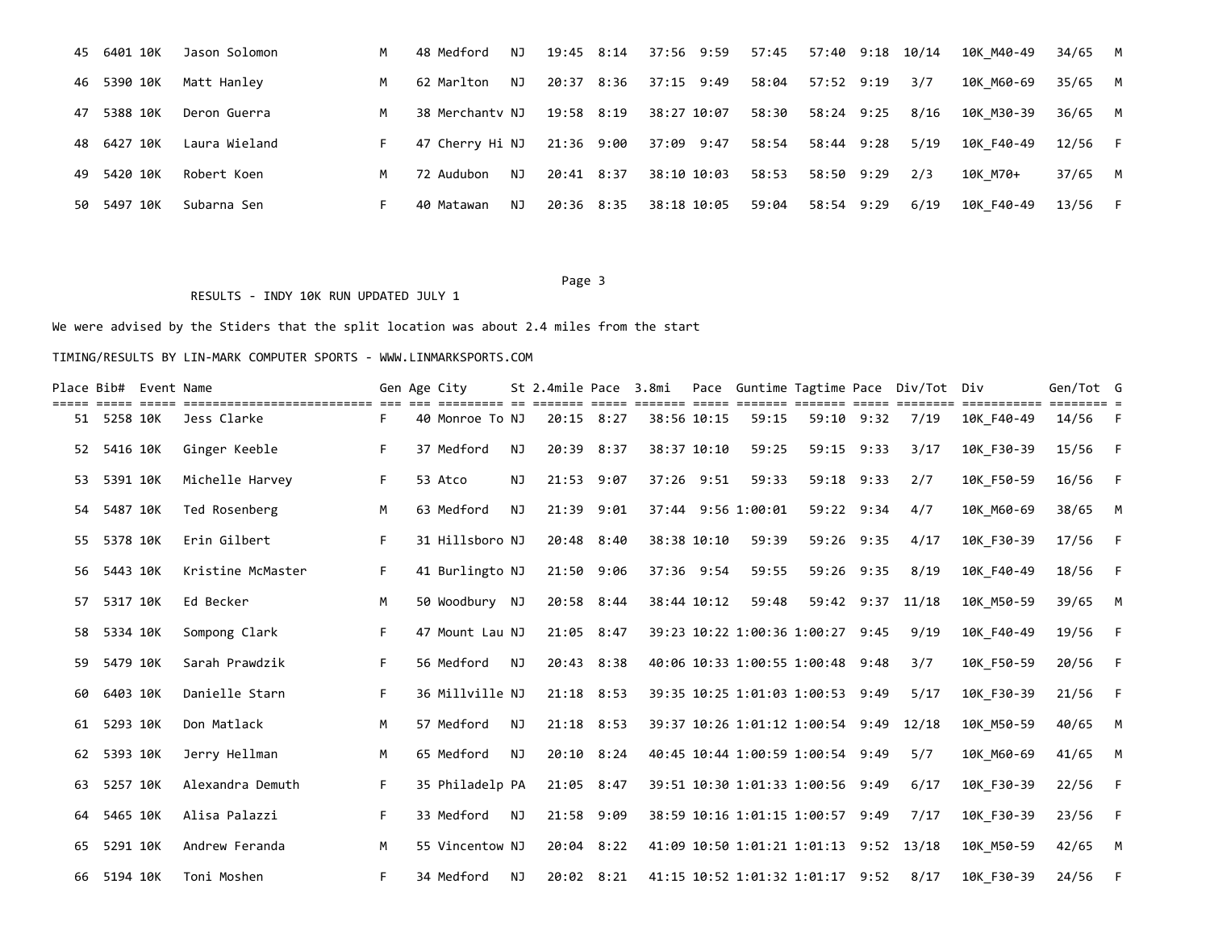| Place | Bib# | Event | Name | Gen | Age | City | St | 2.4mile | Pace | 3.8mi | Pace | Guntime | Tagtime | Pace | Div/Tot | Div | Gen/Tot | G |
|---|---|---|---|---|---|---|---|---|---|---|---|---|---|---|---|---|---|---|
| 45 | 6401 | 10K | Jason Solomon | M | 48 | Medford | NJ | 19:45 | 8:14 | 37:56 | 9:59 | 57:45 | 57:40 | 9:18 | 10/14 | 10K_M40-49 | 34/65 | M |
| 46 | 5390 | 10K | Matt Hanley | M | 62 | Marlton | NJ | 20:37 | 8:36 | 37:15 | 9:49 | 58:04 | 57:52 | 9:19 | 3/7 | 10K_M60-69 | 35/65 | M |
| 47 | 5388 | 10K | Deron Guerra | M | 38 | Merchantv | NJ | 19:58 | 8:19 | 38:27 | 10:07 | 58:30 | 58:24 | 9:25 | 8/16 | 10K_M30-39 | 36/65 | M |
| 48 | 6427 | 10K | Laura Wieland | F | 47 | Cherry Hi | NJ | 21:36 | 9:00 | 37:09 | 9:47 | 58:54 | 58:44 | 9:28 | 5/19 | 10K_F40-49 | 12/56 | F |
| 49 | 5420 | 10K | Robert Koen | M | 72 | Audubon | NJ | 20:41 | 8:37 | 38:10 | 10:03 | 58:53 | 58:50 | 9:29 | 2/3 | 10K_M70+ | 37/65 | M |
| 50 | 5497 | 10K | Subarna Sen | F | 40 | Matawan | NJ | 20:36 | 8:35 | 38:18 | 10:05 | 59:04 | 58:54 | 9:29 | 6/19 | 10K_F40-49 | 13/56 | F |

RESULTS - INDY 10K RUN UPDATED JULY 1

We were advised by the Stiders that the split location was about 2.4 miles from the start

TIMING/RESULTS BY LIN-MARK COMPUTER SPORTS - WWW.LINMARKSPORTS.COM

| Place | Bib# | Event | Name | Gen | Age | City | St | 2.4mile | Pace | 3.8mi | Pace | Guntime | Tagtime | Pace | Div/Tot | Div | Gen/Tot | G |
|---|---|---|---|---|---|---|---|---|---|---|---|---|---|---|---|---|---|---|
| 51 | 5258 | 10K | Jess Clarke | F | 40 | Monroe To | NJ | 20:15 | 8:27 | 38:56 | 10:15 | 59:15 | 59:10 | 9:32 | 7/19 | 10K_F40-49 | 14/56 | F |
| 52 | 5416 | 10K | Ginger Keeble | F | 37 | Medford | NJ | 20:39 | 8:37 | 38:37 | 10:10 | 59:25 | 59:15 | 9:33 | 3/17 | 10K_F30-39 | 15/56 | F |
| 53 | 5391 | 10K | Michelle Harvey | F | 53 | Atco | NJ | 21:53 | 9:07 | 37:26 | 9:51 | 59:33 | 59:18 | 9:33 | 2/7 | 10K_F50-59 | 16/56 | F |
| 54 | 5487 | 10K | Ted Rosenberg | M | 63 | Medford | NJ | 21:39 | 9:01 | 37:44 | 9:56 | 1:00:01 | 59:22 | 9:34 | 4/7 | 10K_M60-69 | 38/65 | M |
| 55 | 5378 | 10K | Erin Gilbert | F | 31 | Hillsboro | NJ | 20:48 | 8:40 | 38:38 | 10:10 | 59:39 | 59:26 | 9:35 | 4/17 | 10K_F30-39 | 17/56 | F |
| 56 | 5443 | 10K | Kristine McMaster | F | 41 | Burlingto | NJ | 21:50 | 9:06 | 37:36 | 9:54 | 59:55 | 59:26 | 9:35 | 8/19 | 10K_F40-49 | 18/56 | F |
| 57 | 5317 | 10K | Ed Becker | M | 50 | Woodbury | NJ | 20:58 | 8:44 | 38:44 | 10:12 | 59:48 | 59:42 | 9:37 | 11/18 | 10K_M50-59 | 39/65 | M |
| 58 | 5334 | 10K | Sompong Clark | F | 47 | Mount Lau | NJ | 21:05 | 8:47 | 39:23 | 10:22 | 1:00:36 | 1:00:27 | 9:45 | 9/19 | 10K_F40-49 | 19/56 | F |
| 59 | 5479 | 10K | Sarah Prawdzik | F | 56 | Medford | NJ | 20:43 | 8:38 | 40:06 | 10:33 | 1:00:55 | 1:00:48 | 9:48 | 3/7 | 10K_F50-59 | 20/56 | F |
| 60 | 6403 | 10K | Danielle Starn | F | 36 | Millville | NJ | 21:18 | 8:53 | 39:35 | 10:25 | 1:01:03 | 1:00:53 | 9:49 | 5/17 | 10K_F30-39 | 21/56 | F |
| 61 | 5293 | 10K | Don Matlack | M | 57 | Medford | NJ | 21:18 | 8:53 | 39:37 | 10:26 | 1:01:12 | 1:00:54 | 9:49 | 12/18 | 10K_M50-59 | 40/65 | M |
| 62 | 5393 | 10K | Jerry Hellman | M | 65 | Medford | NJ | 20:10 | 8:24 | 40:45 | 10:44 | 1:00:59 | 1:00:54 | 9:49 | 5/7 | 10K_M60-69 | 41/65 | M |
| 63 | 5257 | 10K | Alexandra Demuth | F | 35 | Philadelp | PA | 21:05 | 8:47 | 39:51 | 10:30 | 1:01:33 | 1:00:56 | 9:49 | 6/17 | 10K_F30-39 | 22/56 | F |
| 64 | 5465 | 10K | Alisa Palazzi | F | 33 | Medford | NJ | 21:58 | 9:09 | 38:59 | 10:16 | 1:01:15 | 1:00:57 | 9:49 | 7/17 | 10K_F30-39 | 23/56 | F |
| 65 | 5291 | 10K | Andrew Feranda | M | 55 | Vincentow | NJ | 20:04 | 8:22 | 41:09 | 10:50 | 1:01:21 | 1:01:13 | 9:52 | 13/18 | 10K_M50-59 | 42/65 | M |
| 66 | 5194 | 10K | Toni Moshen | F | 34 | Medford | NJ | 20:02 | 8:21 | 41:15 | 10:52 | 1:01:32 | 1:01:17 | 9:52 | 8/17 | 10K_F30-39 | 24/56 | F |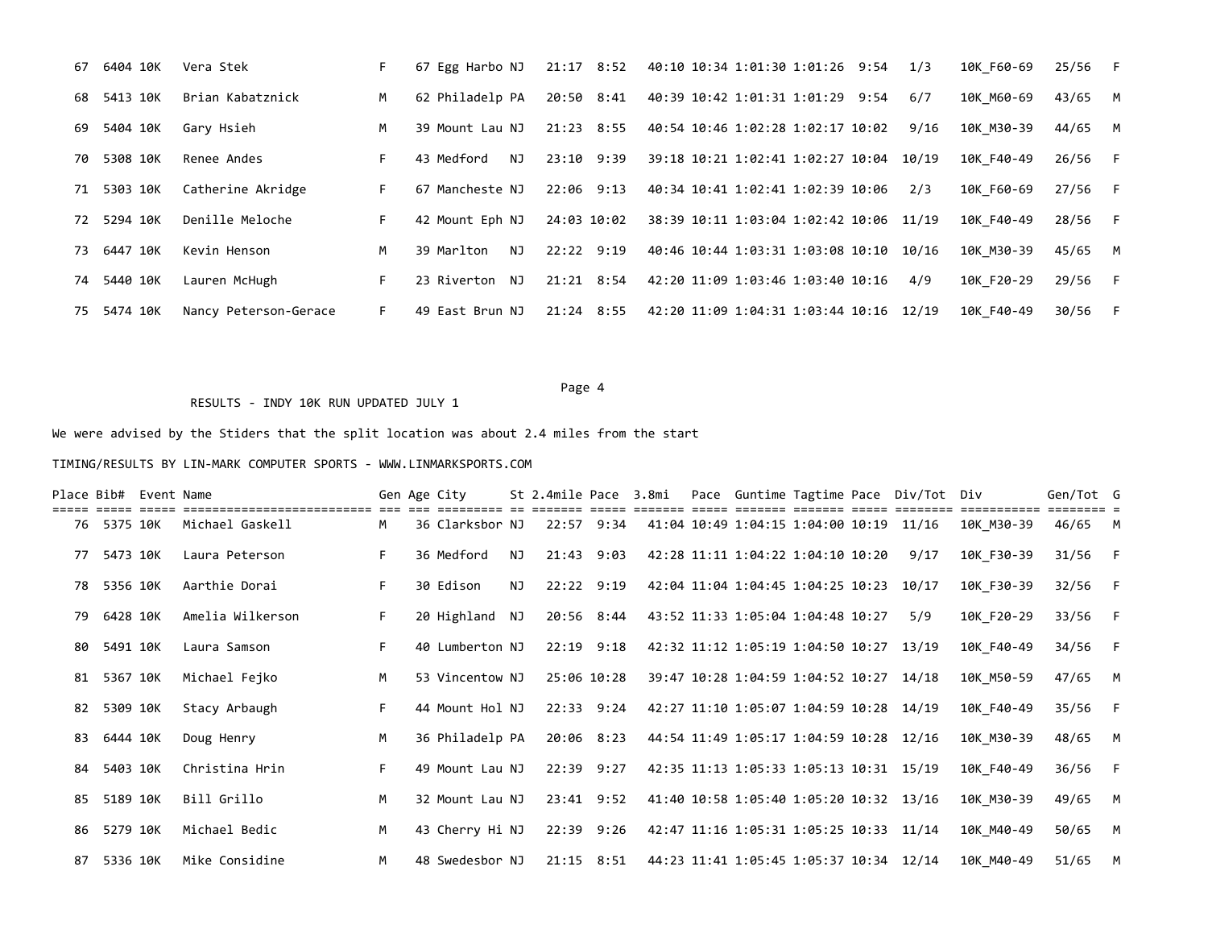| Place | Bib# | Event | Name | Gen | Age | City | St | 2.4mile | Pace | 3.8mi | Pace | Guntime | Tagtime | Pace | Div/Tot | Div | Gen/Tot | G |
|---|---|---|---|---|---|---|---|---|---|---|---|---|---|---|---|---|---|---|
| 67 | 6404 | 10K | Vera Stek | F | 67 | Egg Harbo | NJ | 21:17 | 8:52 | 40:10 | 10:34 | 1:01:30 | 1:01:26 | 9:54 | 1/3 | 10K_F60-69 | 25/56 | F |
| 68 | 5413 | 10K | Brian Kabatznick | M | 62 | Philadelp | PA | 20:50 | 8:41 | 40:39 | 10:42 | 1:01:31 | 1:01:29 | 9:54 | 6/7 | 10K_M60-69 | 43/65 | M |
| 69 | 5404 | 10K | Gary Hsieh | M | 39 | Mount Lau | NJ | 21:23 | 8:55 | 40:54 | 10:46 | 1:02:28 | 1:02:17 | 10:02 | 9/16 | 10K_M30-39 | 44/65 | M |
| 70 | 5308 | 10K | Renee Andes | F | 43 | Medford | NJ | 23:10 | 9:39 | 39:18 | 10:21 | 1:02:41 | 1:02:27 | 10:04 | 10/19 | 10K_F40-49 | 26/56 | F |
| 71 | 5303 | 10K | Catherine Akridge | F | 67 | Mancheste | NJ | 22:06 | 9:13 | 40:34 | 10:41 | 1:02:41 | 1:02:39 | 10:06 | 2/3 | 10K_F60-69 | 27/56 | F |
| 72 | 5294 | 10K | Denille Meloche | F | 42 | Mount Eph | NJ | 24:03 | 10:02 | 38:39 | 10:11 | 1:03:04 | 1:02:42 | 10:06 | 11/19 | 10K_F40-49 | 28/56 | F |
| 73 | 6447 | 10K | Kevin Henson | M | 39 | Marlton | NJ | 22:22 | 9:19 | 40:46 | 10:44 | 1:03:31 | 1:03:08 | 10:10 | 10/16 | 10K_M30-39 | 45/65 | M |
| 74 | 5440 | 10K | Lauren McHugh | F | 23 | Riverton | NJ | 21:21 | 8:54 | 42:20 | 11:09 | 1:03:46 | 1:03:40 | 10:16 | 4/9 | 10K_F20-29 | 29/56 | F |
| 75 | 5474 | 10K | Nancy Peterson-Gerace | F | 49 | East Brun | NJ | 21:24 | 8:55 | 42:20 | 11:09 | 1:04:31 | 1:03:44 | 10:16 | 12/19 | 10K_F40-49 | 30/56 | F |

RESULTS - INDY 10K RUN UPDATED JULY 1

We were advised by the Stiders that the split location was about 2.4 miles from the start

TIMING/RESULTS BY LIN-MARK COMPUTER SPORTS - WWW.LINMARKSPORTS.COM

| Place | Bib# | Event | Name | Gen | Age | City | St | 2.4mile | Pace | 3.8mi | Pace | Guntime | Tagtime | Pace | Div/Tot | Div | Gen/Tot | G |
|---|---|---|---|---|---|---|---|---|---|---|---|---|---|---|---|---|---|---|
| 76 | 5375 | 10K | Michael Gaskell | M | 36 | Clarksbor | NJ | 22:57 | 9:34 | 41:04 | 10:49 | 1:04:15 | 1:04:00 | 10:19 | 11/16 | 10K_M30-39 | 46/65 | M |
| 77 | 5473 | 10K | Laura Peterson | F | 36 | Medford | NJ | 21:43 | 9:03 | 42:28 | 11:11 | 1:04:22 | 1:04:10 | 10:20 | 9/17 | 10K_F30-39 | 31/56 | F |
| 78 | 5356 | 10K | Aarthie Dorai | F | 30 | Edison | NJ | 22:22 | 9:19 | 42:04 | 11:04 | 1:04:45 | 1:04:25 | 10:23 | 10/17 | 10K_F30-39 | 32/56 | F |
| 79 | 6428 | 10K | Amelia Wilkerson | F | 20 | Highland | NJ | 20:56 | 8:44 | 43:52 | 11:33 | 1:05:04 | 1:04:48 | 10:27 | 5/9 | 10K_F20-29 | 33/56 | F |
| 80 | 5491 | 10K | Laura Samson | F | 40 | Lumberton | NJ | 22:19 | 9:18 | 42:32 | 11:12 | 1:05:19 | 1:04:50 | 10:27 | 13/19 | 10K_F40-49 | 34/56 | F |
| 81 | 5367 | 10K | Michael Fejko | M | 53 | Vincentow | NJ | 25:06 | 10:28 | 39:47 | 10:28 | 1:04:59 | 1:04:52 | 10:27 | 14/18 | 10K_M50-59 | 47/65 | M |
| 82 | 5309 | 10K | Stacy Arbaugh | F | 44 | Mount Hol | NJ | 22:33 | 9:24 | 42:27 | 11:10 | 1:05:07 | 1:04:59 | 10:28 | 14/19 | 10K_F40-49 | 35/56 | F |
| 83 | 6444 | 10K | Doug Henry | M | 36 | Philadelp | PA | 20:06 | 8:23 | 44:54 | 11:49 | 1:05:17 | 1:04:59 | 10:28 | 12/16 | 10K_M30-39 | 48/65 | M |
| 84 | 5403 | 10K | Christina Hrin | F | 49 | Mount Lau | NJ | 22:39 | 9:27 | 42:35 | 11:13 | 1:05:33 | 1:05:13 | 10:31 | 15/19 | 10K_F40-49 | 36/56 | F |
| 85 | 5189 | 10K | Bill Grillo | M | 32 | Mount Lau | NJ | 23:41 | 9:52 | 41:40 | 10:58 | 1:05:40 | 1:05:20 | 10:32 | 13/16 | 10K_M30-39 | 49/65 | M |
| 86 | 5279 | 10K | Michael Bedic | M | 43 | Cherry Hi | NJ | 22:39 | 9:26 | 42:47 | 11:16 | 1:05:31 | 1:05:25 | 10:33 | 11/14 | 10K_M40-49 | 50/65 | M |
| 87 | 5336 | 10K | Mike Considine | M | 48 | Swedesbor | NJ | 21:15 | 8:51 | 44:23 | 11:41 | 1:05:45 | 1:05:37 | 10:34 | 12/14 | 10K_M40-49 | 51/65 | M |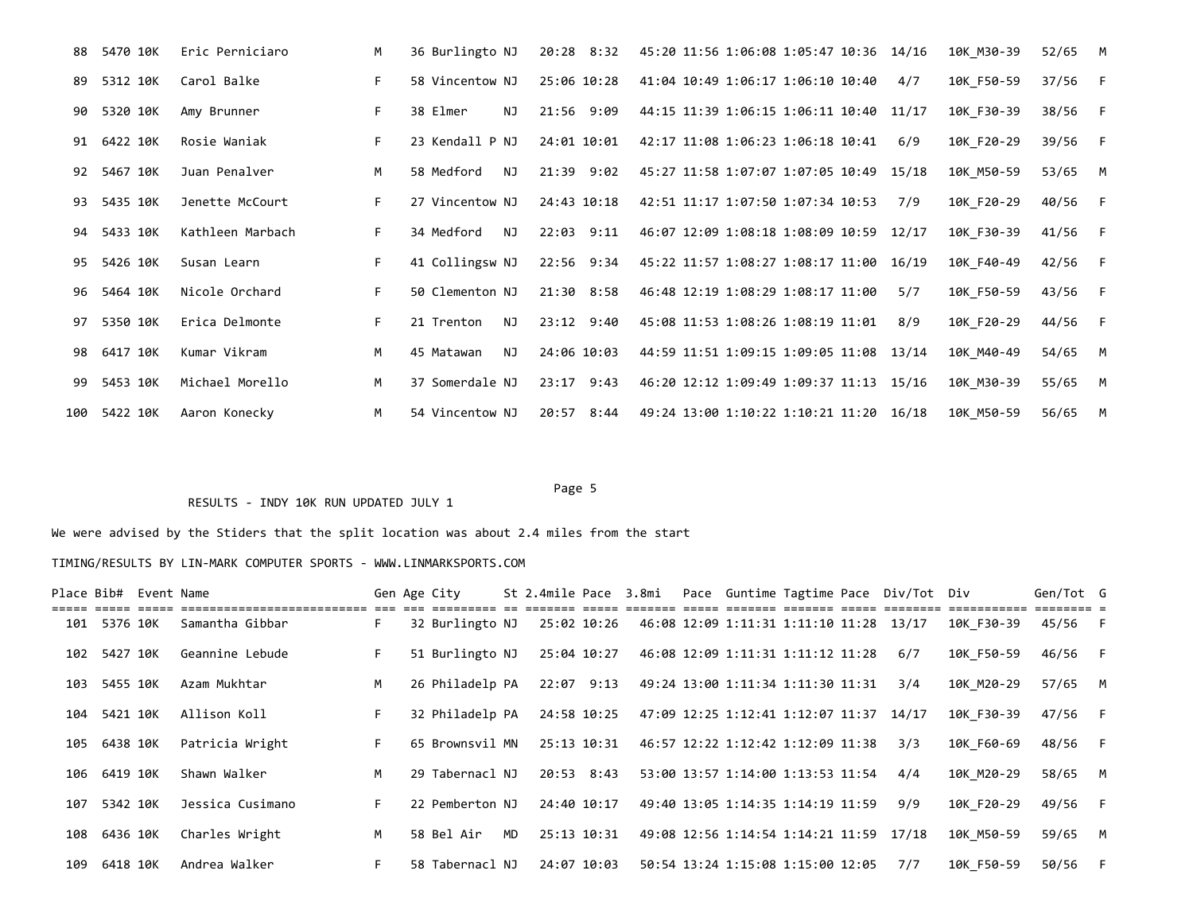| Place | Bib# | Event | Name | Gen | Age | City | St | 2.4mile | Pace | 3.8mi | Pace | Guntime | Tagtime | Pace | Div/Tot | Div | Gen/Tot | G |
|---|---|---|---|---|---|---|---|---|---|---|---|---|---|---|---|---|---|---|
| 88 | 5470 | 10K | Eric Perniciaro | M | 36 | Burlingto | NJ | 20:28 | 8:32 | 45:20 | 11:56 | 1:06:08 | 1:05:47 | 10:36 | 14/16 | 10K_M30-39 | 52/65 | M |
| 89 | 5312 | 10K | Carol Balke | F | 58 | Vincentow | NJ | 25:06 | 10:28 | 41:04 | 10:49 | 1:06:17 | 1:06:10 | 10:40 | 4/7 | 10K_F50-59 | 37/56 | F |
| 90 | 5320 | 10K | Amy Brunner | F | 38 | Elmer | NJ | 21:56 | 9:09 | 44:15 | 11:39 | 1:06:15 | 1:06:11 | 10:40 | 11/17 | 10K_F30-39 | 38/56 | F |
| 91 | 6422 | 10K | Rosie Waniak | F | 23 | Kendall P | NJ | 24:01 | 10:01 | 42:17 | 11:08 | 1:06:23 | 1:06:18 | 10:41 | 6/9 | 10K_F20-29 | 39/56 | F |
| 92 | 5467 | 10K | Juan Penalver | M | 58 | Medford | NJ | 21:39 | 9:02 | 45:27 | 11:58 | 1:07:07 | 1:07:05 | 10:49 | 15/18 | 10K_M50-59 | 53/65 | M |
| 93 | 5435 | 10K | Jenette McCourt | F | 27 | Vincentow | NJ | 24:43 | 10:18 | 42:51 | 11:17 | 1:07:50 | 1:07:34 | 10:53 | 7/9 | 10K_F20-29 | 40/56 | F |
| 94 | 5433 | 10K | Kathleen Marbach | F | 34 | Medford | NJ | 22:03 | 9:11 | 46:07 | 12:09 | 1:08:18 | 1:08:09 | 10:59 | 12/17 | 10K_F30-39 | 41/56 | F |
| 95 | 5426 | 10K | Susan Learn | F | 41 | Collingsw | NJ | 22:56 | 9:34 | 45:22 | 11:57 | 1:08:27 | 1:08:17 | 11:00 | 16/19 | 10K_F40-49 | 42/56 | F |
| 96 | 5464 | 10K | Nicole Orchard | F | 50 | Clementon | NJ | 21:30 | 8:58 | 46:48 | 12:19 | 1:08:29 | 1:08:17 | 11:00 | 5/7 | 10K_F50-59 | 43/56 | F |
| 97 | 5350 | 10K | Erica Delmonte | F | 21 | Trenton | NJ | 23:12 | 9:40 | 45:08 | 11:53 | 1:08:26 | 1:08:19 | 11:01 | 8/9 | 10K_F20-29 | 44/56 | F |
| 98 | 6417 | 10K | Kumar Vikram | M | 45 | Matawan | NJ | 24:06 | 10:03 | 44:59 | 11:51 | 1:09:15 | 1:09:05 | 11:08 | 13/14 | 10K_M40-49 | 54/65 | M |
| 99 | 5453 | 10K | Michael Morello | M | 37 | Somerdale | NJ | 23:17 | 9:43 | 46:20 | 12:12 | 1:09:49 | 1:09:37 | 11:13 | 15/16 | 10K_M30-39 | 55/65 | M |
| 100 | 5422 | 10K | Aaron Konecky | M | 54 | Vincentow | NJ | 20:57 | 8:44 | 49:24 | 13:00 | 1:10:22 | 1:10:21 | 11:20 | 16/18 | 10K_M50-59 | 56/65 | M |

RESULTS - INDY 10K RUN UPDATED JULY 1

We were advised by the Stiders that the split location was about 2.4 miles from the start

TIMING/RESULTS BY LIN-MARK COMPUTER SPORTS - WWW.LINMARKSPORTS.COM

| Place | Bib# | Event | Name | Gen | Age | City | St | 2.4mile | Pace | 3.8mi | Pace | Guntime | Tagtime | Pace | Div/Tot | Div | Gen/Tot | G |
|---|---|---|---|---|---|---|---|---|---|---|---|---|---|---|---|---|---|---|
| 101 | 5376 | 10K | Samantha Gibbar | F | 32 | Burlingto | NJ | 25:02 | 10:26 | 46:08 | 12:09 | 1:11:31 | 1:11:10 | 11:28 | 13/17 | 10K_F30-39 | 45/56 | F |
| 102 | 5427 | 10K | Geannine Lebude | F | 51 | Burlingto | NJ | 25:04 | 10:27 | 46:08 | 12:09 | 1:11:31 | 1:11:12 | 11:28 | 6/7 | 10K_F50-59 | 46/56 | F |
| 103 | 5455 | 10K | Azam Mukhtar | M | 26 | Philadelp | PA | 22:07 | 9:13 | 49:24 | 13:00 | 1:11:34 | 1:11:30 | 11:31 | 3/4 | 10K_M20-29 | 57/65 | M |
| 104 | 5421 | 10K | Allison Koll | F | 32 | Philadelp | PA | 24:58 | 10:25 | 47:09 | 12:25 | 1:12:41 | 1:12:07 | 11:37 | 14/17 | 10K_F30-39 | 47/56 | F |
| 105 | 6438 | 10K | Patricia Wright | F | 65 | Brownsvil | MN | 25:13 | 10:31 | 46:57 | 12:22 | 1:12:42 | 1:12:09 | 11:38 | 3/3 | 10K_F60-69 | 48/56 | F |
| 106 | 6419 | 10K | Shawn Walker | M | 29 | Tabernacl | NJ | 20:53 | 8:43 | 53:00 | 13:57 | 1:14:00 | 1:13:53 | 11:54 | 4/4 | 10K_M20-29 | 58/65 | M |
| 107 | 5342 | 10K | Jessica Cusimano | F | 22 | Pemberton | NJ | 24:40 | 10:17 | 49:40 | 13:05 | 1:14:35 | 1:14:19 | 11:59 | 9/9 | 10K_F20-29 | 49/56 | F |
| 108 | 6436 | 10K | Charles Wright | M | 58 | Bel Air | MD | 25:13 | 10:31 | 49:08 | 12:56 | 1:14:54 | 1:14:21 | 11:59 | 17/18 | 10K_M50-59 | 59/65 | M |
| 109 | 6418 | 10K | Andrea Walker | F | 58 | Tabernacl | NJ | 24:07 | 10:03 | 50:54 | 13:24 | 1:15:08 | 1:15:00 | 12:05 | 7/7 | 10K_F50-59 | 50/56 | F |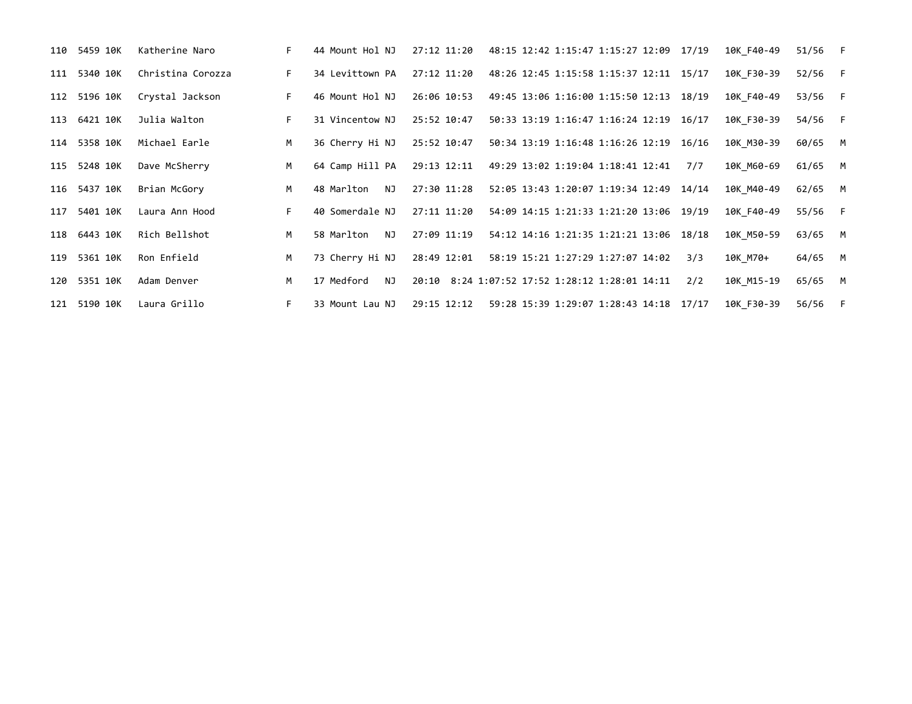| | | | | | | | | | | | | | | | | | |
|---|---|---|---|---|---|---|---|---|---|---|---|---|---|---|---|---|---|
| 110 | 5459 | 10K | Katherine Naro | F | 44 | Mount Hol | NJ | 27:12 | 11:20 | 48:15 | 12:42 | 1:15:47 | 1:15:27 | 12:09 | 17/19 | 10K_F40-49 | 51/56 F |
| 111 | 5340 | 10K | Christina Corozza | F | 34 | Levittown | PA | 27:12 | 11:20 | 48:26 | 12:45 | 1:15:58 | 1:15:37 | 12:11 | 15/17 | 10K_F30-39 | 52/56 F |
| 112 | 5196 | 10K | Crystal Jackson | F | 46 | Mount Hol | NJ | 26:06 | 10:53 | 49:45 | 13:06 | 1:16:00 | 1:15:50 | 12:13 | 18/19 | 10K_F40-49 | 53/56 F |
| 113 | 6421 | 10K | Julia Walton | F | 31 | Vincentow | NJ | 25:52 | 10:47 | 50:33 | 13:19 | 1:16:47 | 1:16:24 | 12:19 | 16/17 | 10K_F30-39 | 54/56 F |
| 114 | 5358 | 10K | Michael Earle | M | 36 | Cherry Hi | NJ | 25:52 | 10:47 | 50:34 | 13:19 | 1:16:48 | 1:16:26 | 12:19 | 16/16 | 10K_M30-39 | 60/65 M |
| 115 | 5248 | 10K | Dave McSherry | M | 64 | Camp Hill | PA | 29:13 | 12:11 | 49:29 | 13:02 | 1:19:04 | 1:18:41 | 12:41 | 7/7 | 10K_M60-69 | 61/65 M |
| 116 | 5437 | 10K | Brian McGory | M | 48 | Marlton | NJ | 27:30 | 11:28 | 52:05 | 13:43 | 1:20:07 | 1:19:34 | 12:49 | 14/14 | 10K_M40-49 | 62/65 M |
| 117 | 5401 | 10K | Laura Ann Hood | F | 40 | Somerdale | NJ | 27:11 | 11:20 | 54:09 | 14:15 | 1:21:33 | 1:21:20 | 13:06 | 19/19 | 10K_F40-49 | 55/56 F |
| 118 | 6443 | 10K | Rich Bellshot | M | 58 | Marlton | NJ | 27:09 | 11:19 | 54:12 | 14:16 | 1:21:35 | 1:21:21 | 13:06 | 18/18 | 10K_M50-59 | 63/65 M |
| 119 | 5361 | 10K | Ron Enfield | M | 73 | Cherry Hi | NJ | 28:49 | 12:01 | 58:19 | 15:21 | 1:27:29 | 1:27:07 | 14:02 | 3/3 | 10K_M70+ | 64/65 M |
| 120 | 5351 | 10K | Adam Denver | M | 17 | Medford | NJ | 20:10 | 8:24 | 1:07:52 | 17:52 | 1:28:12 | 1:28:01 | 14:11 | 2/2 | 10K_M15-19 | 65/65 M |
| 121 | 5190 | 10K | Laura Grillo | F | 33 | Mount Lau | NJ | 29:15 | 12:12 | 59:28 | 15:39 | 1:29:07 | 1:28:43 | 14:18 | 17/17 | 10K_F30-39 | 56/56 F |